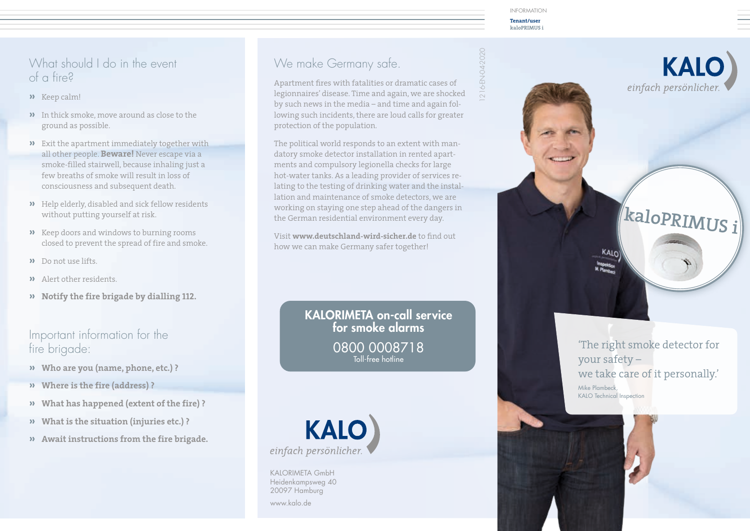INFORMATION

**Tenant/user**
**kaloPRIMUS i**

## What should I do in the event of a fire?

- Keep calm!
- In thick smoke, move around as close to the ground as possible.
- Exit the apartment immediately together with all other people. **Beware!** Never escape via a smoke-filled stairwell, because inhaling just a few breaths of smoke will result in loss of consciousness and subsequent death.
- Help elderly, disabled and sick fellow residents without putting yourself at risk.
- Keep doors and windows to burning rooms closed to prevent the spread of fire and smoke.
- Do not use lifts.
- Alert other residents.
- **Notify the fire brigade by dialling 112.**

## Important information for the fire brigade:

- **Who are you (name, phone, etc.) ?**
- **Where is the fire (address) ?**
- **What has happened (extent of the fire) ?**
- **What is the situation (injuries etc.) ?**
- **Await instructions from the fire brigade.**

## We make Germany safe.

Apartment fires with fatalities or dramatic cases of legionnaires' disease. Time and again, we are shocked by such news in the media – and time and again following such incidents, there are loud calls for greater protection of the population.

The political world responds to an extent with mandatory smoke detector installation in rented apartments and compulsory legionella checks for large hot-water tanks. As a leading provider of services relating to the testing of drinking water and the installation and maintenance of smoke detectors, we are working on staying one step ahead of the dangers in the German residential environment every day.

Visit **www.deutschland-wird-sicher.de** to find out how we can make Germany safer together!

**KALORIMETA on-call service for smoke alarms**

0800 0008718
Toll-free hotline

**KALO**
*einfach persönlicher.*

KALORIMETA GmbH
Heidenkampsweg 40
20097 Hamburg

www.kalo.de

1216-EN-04/2020

**KALO**
*einfach persönlicher.*

kaloPRIMUS i

'The right smoke detector for your safety – we take care of it personally.'

Mike Plambeck,
KALO Technical Inspection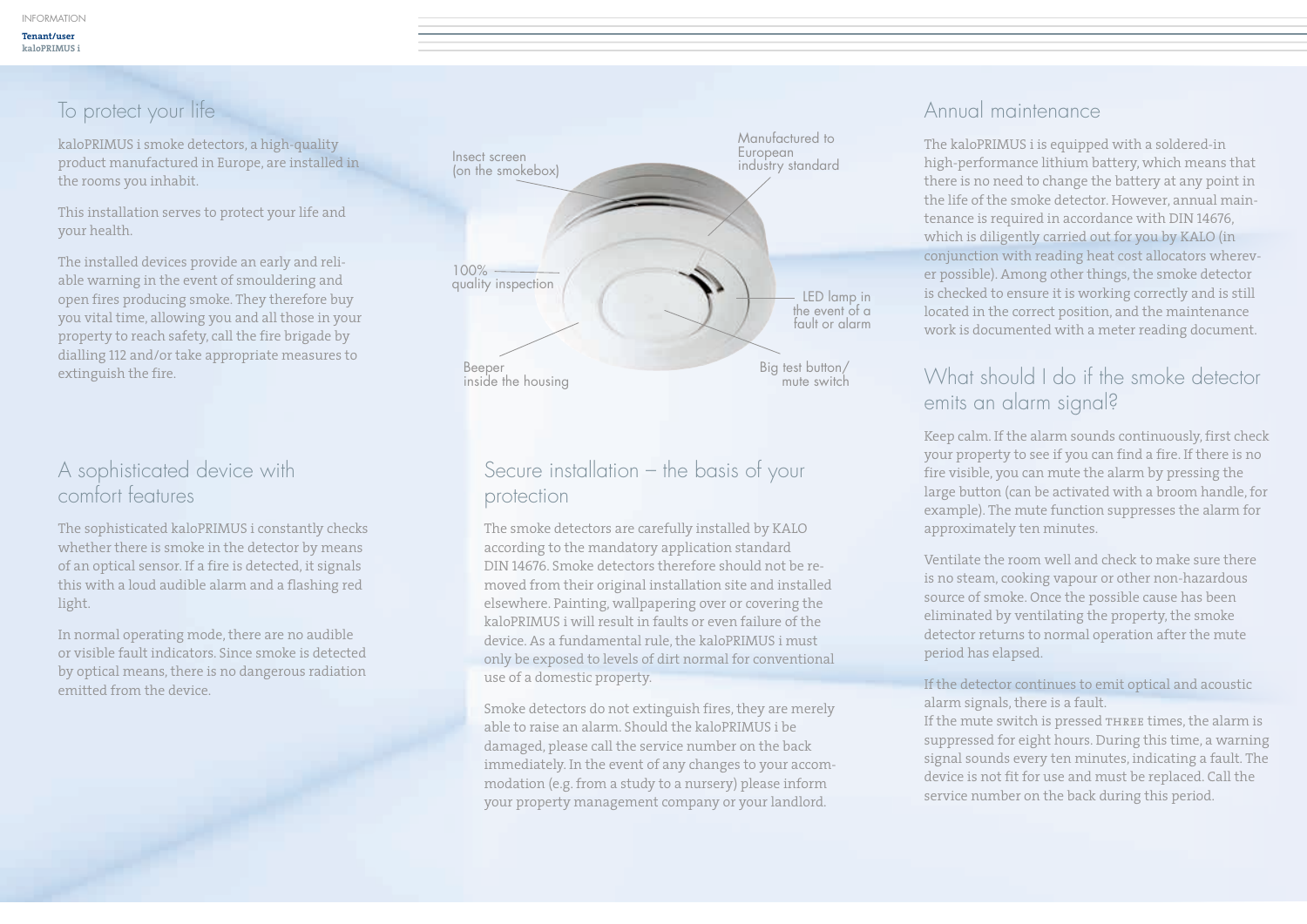INFORMATION

**Tenant/user**
**kaloPRIMUS i**

## To protect your life

kaloPRIMUS i smoke detectors, a high-quality product manufactured in Europe, are installed in the rooms you inhabit.

This installation serves to protect your life and your health.

The installed devices provide an early and reliable warning in the event of smouldering and open fires producing smoke. They therefore buy you vital time, allowing you and all those in your property to reach safety, call the fire brigade by dialling 112 and/or take appropriate measures to extinguish the fire.

Insect screen (on the smokebox)

Manufactured to European industry standard

100% quality inspection

LED lamp in the event of a fault or alarm

Beeper inside the housing

Big test button/ mute switch

## A sophisticated device with comfort features

The sophisticated kaloPRIMUS i constantly checks whether there is smoke in the detector by means of an optical sensor. If a fire is detected, it signals this with a loud audible alarm and a flashing red light.

In normal operating mode, there are no audible or visible fault indicators. Since smoke is detected by optical means, there is no dangerous radiation emitted from the device.

## Secure installation – the basis of your protection

The smoke detectors are carefully installed by KALO according to the mandatory application standard DIN 14676. Smoke detectors therefore should not be removed from their original installation site and installed elsewhere. Painting, wallpapering over or covering the kaloPRIMUS i will result in faults or even failure of the device. As a fundamental rule, the kaloPRIMUS i must only be exposed to levels of dirt normal for conventional use of a domestic property.

Smoke detectors do not extinguish fires, they are merely able to raise an alarm. Should the kaloPRIMUS i be damaged, please call the service number on the back immediately. In the event of any changes to your accommodation (e.g. from a study to a nursery) please inform your property management company or your landlord.

## Annual maintenance

The kaloPRIMUS i is equipped with a soldered-in high-performance lithium battery, which means that there is no need to change the battery at any point in the life of the smoke detector. However, annual maintenance is required in accordance with DIN 14676, which is diligently carried out for you by KALO (in conjunction with reading heat cost allocators wherever possible). Among other things, the smoke detector is checked to ensure it is working correctly and is still located in the correct position, and the maintenance work is documented with a meter reading document.

## What should I do if the smoke detector emits an alarm signal?

Keep calm. If the alarm sounds continuously, first check your property to see if you can find a fire. If there is no fire visible, you can mute the alarm by pressing the large button (can be activated with a broom handle, for example). The mute function suppresses the alarm for approximately ten minutes.

Ventilate the room well and check to make sure there is no steam, cooking vapour or other non-hazardous source of smoke. Once the possible cause has been eliminated by ventilating the property, the smoke detector returns to normal operation after the mute period has elapsed.

If the detector continues to emit optical and acoustic alarm signals, there is a fault.
If the mute switch is pressed THREE times, the alarm is suppressed for eight hours. During this time, a warning signal sounds every ten minutes, indicating a fault. The device is not fit for use and must be replaced. Call the service number on the back during this period.